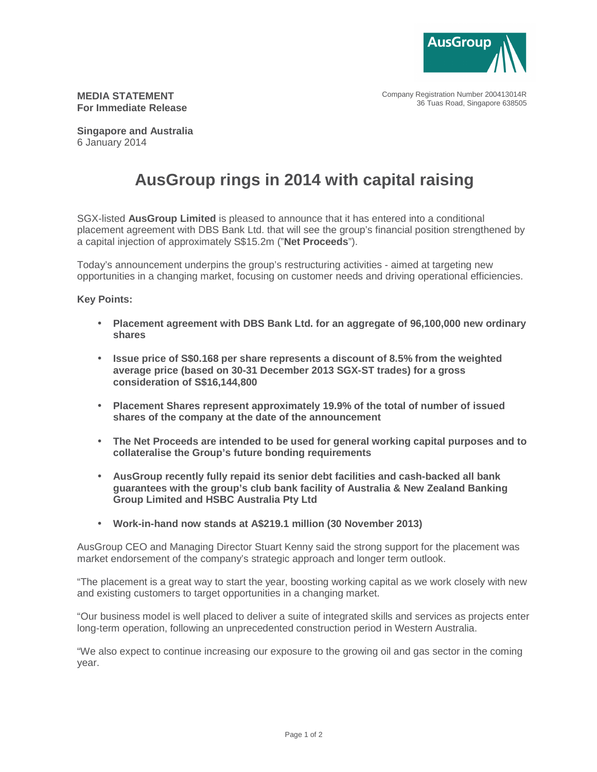Company Registration Number 200413014R
36 Tuas Road, Singapore 638505

**MEDIA STATEMENT**
**For Immediate Release**

**Singapore and Australia**
6 January 2014

# AusGroup rings in 2014 with capital raising

SGX-listed **AusGroup Limited** is pleased to announce that it has entered into a conditional placement agreement with DBS Bank Ltd. that will see the group's financial position strengthened by a capital injection of approximately S$15.2m ("**Net Proceeds**").

Today's announcement underpins the group's restructuring activities - aimed at targeting new opportunities in a changing market, focusing on customer needs and driving operational efficiencies.

**Key Points:**

- **Placement agreement with DBS Bank Ltd. for an aggregate of 96,100,000 new ordinary shares**
- **Issue price of S$0.168 per share represents a discount of 8.5% from the weighted average price (based on 30-31 December 2013 SGX-ST trades) for a gross consideration of S$16,144,800**
- **Placement Shares represent approximately 19.9% of the total of number of issued shares of the company at the date of the announcement**
- **The Net Proceeds are intended to be used for general working capital purposes and to collateralise the Group's future bonding requirements**
- **AusGroup recently fully repaid its senior debt facilities and cash-backed all bank guarantees with the group's club bank facility of Australia & New Zealand Banking Group Limited and HSBC Australia Pty Ltd**
- **Work-in-hand now stands at A$219.1 million (30 November 2013)**

AusGroup CEO and Managing Director Stuart Kenny said the strong support for the placement was market endorsement of the company's strategic approach and longer term outlook.

"The placement is a great way to start the year, boosting working capital as we work closely with new and existing customers to target opportunities in a changing market.

"Our business model is well placed to deliver a suite of integrated skills and services as projects enter long-term operation, following an unprecedented construction period in Western Australia.

"We also expect to continue increasing our exposure to the growing oil and gas sector in the coming year.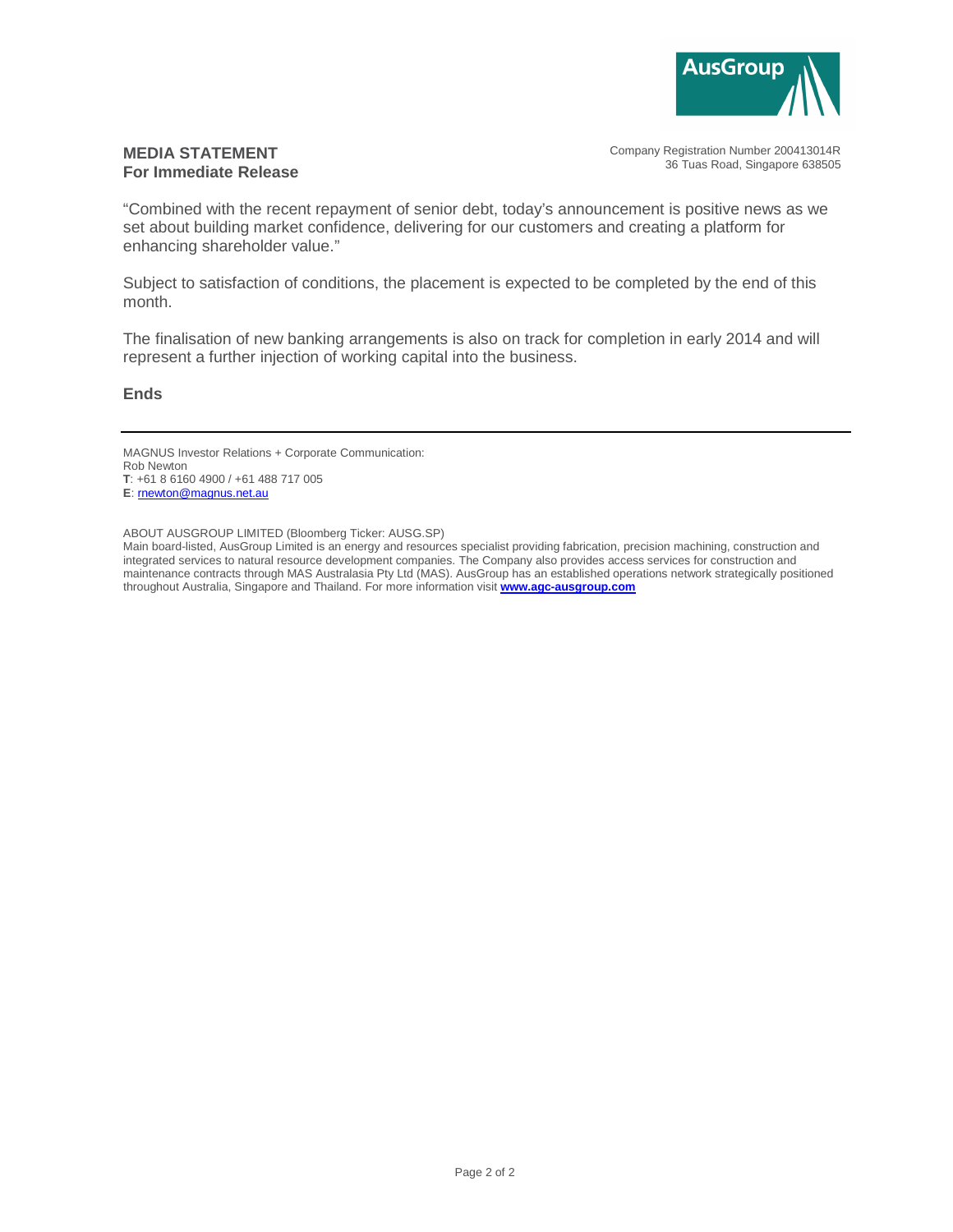**MEDIA STATEMENT**
**For Immediate Release**

Company Registration Number 200413014R
36 Tuas Road, Singapore 638505

"Combined with the recent repayment of senior debt, today's announcement is positive news as we set about building market confidence, delivering for our customers and creating a platform for enhancing shareholder value."

Subject to satisfaction of conditions, the placement is expected to be completed by the end of this month.

The finalisation of new banking arrangements is also on track for completion in early 2014 and will represent a further injection of working capital into the business.

**Ends**

---

MAGNUS Investor Relations + Corporate Communication:
Rob Newton
**T**: +61 8 6160 4900 / +61 488 717 005
**E**: rnewton@magnus.net.au

ABOUT AUSGROUP LIMITED (Bloomberg Ticker: AUSG.SP)
Main board-listed, AusGroup Limited is an energy and resources specialist providing fabrication, precision machining, construction and integrated services to natural resource development companies. The Company also provides access services for construction and maintenance contracts through MAS Australasia Pty Ltd (MAS). AusGroup has an established operations network strategically positioned throughout Australia, Singapore and Thailand. For more information visit **www.agc-ausgroup.com**